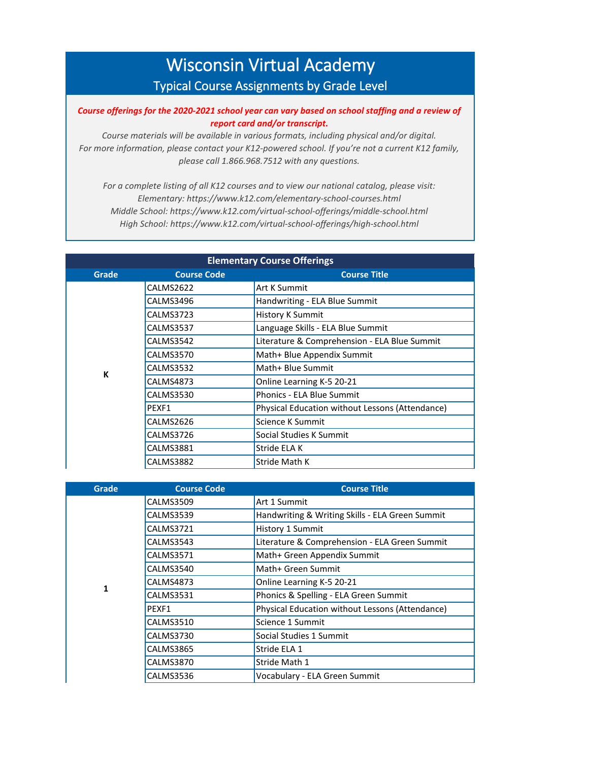# Wisconsin Virtual Academy

## Typical Course Assignments by Grade Level

***Course offerings for the 2020-2021 school year can vary based on school staffing and a review of report card and/or transcript.***

*Course materials will be available in various formats, including physical and/or digital.*
*For more information, please contact your K12-powered school. If you're not a current K12 family, please call 1.866.968.7512 with any questions.*

*For a complete listing of all K12 courses and to view our national catalog, please visit:*
*Elementary: https://www.k12.com/elementary-school-courses.html*
*Middle School: https://www.k12.com/virtual-school-offerings/middle-school.html*
*High School: https://www.k12.com/virtual-school-offerings/high-school.html*

### Elementary Course Offerings

| Grade | Course Code | Course Title |
|---|---|---|
| K | CALMS2622 | Art K Summit |
| | CALMS3496 | Handwriting - ELA Blue Summit |
| | CALMS3723 | History K Summit |
| | CALMS3537 | Language Skills - ELA Blue Summit |
| | CALMS3542 | Literature & Comprehension - ELA Blue Summit |
| | CALMS3570 | Math+ Blue Appendix Summit |
| | CALMS3532 | Math+ Blue Summit |
| | CALMS4873 | Online Learning K-5 20-21 |
| | CALMS3530 | Phonics - ELA Blue Summit |
| | PEXF1 | Physical Education without Lessons (Attendance) |
| | CALMS2626 | Science K Summit |
| | CALMS3726 | Social Studies K Summit |
| | CALMS3881 | Stride ELA K |
| | CALMS3882 | Stride Math K |

| Grade | Course Code | Course Title |
|---|---|---|
| 1 | CALMS3509 | Art 1 Summit |
| | CALMS3539 | Handwriting & Writing Skills - ELA Green Summit |
| | CALMS3721 | History 1 Summit |
| | CALMS3543 | Literature & Comprehension - ELA Green Summit |
| | CALMS3571 | Math+ Green Appendix Summit |
| | CALMS3540 | Math+ Green Summit |
| | CALMS4873 | Online Learning K-5 20-21 |
| | CALMS3531 | Phonics & Spelling - ELA Green Summit |
| | PEXF1 | Physical Education without Lessons (Attendance) |
| | CALMS3510 | Science 1 Summit |
| | CALMS3730 | Social Studies 1 Summit |
| | CALMS3865 | Stride ELA 1 |
| | CALMS3870 | Stride Math 1 |
| | CALMS3536 | Vocabulary - ELA Green Summit |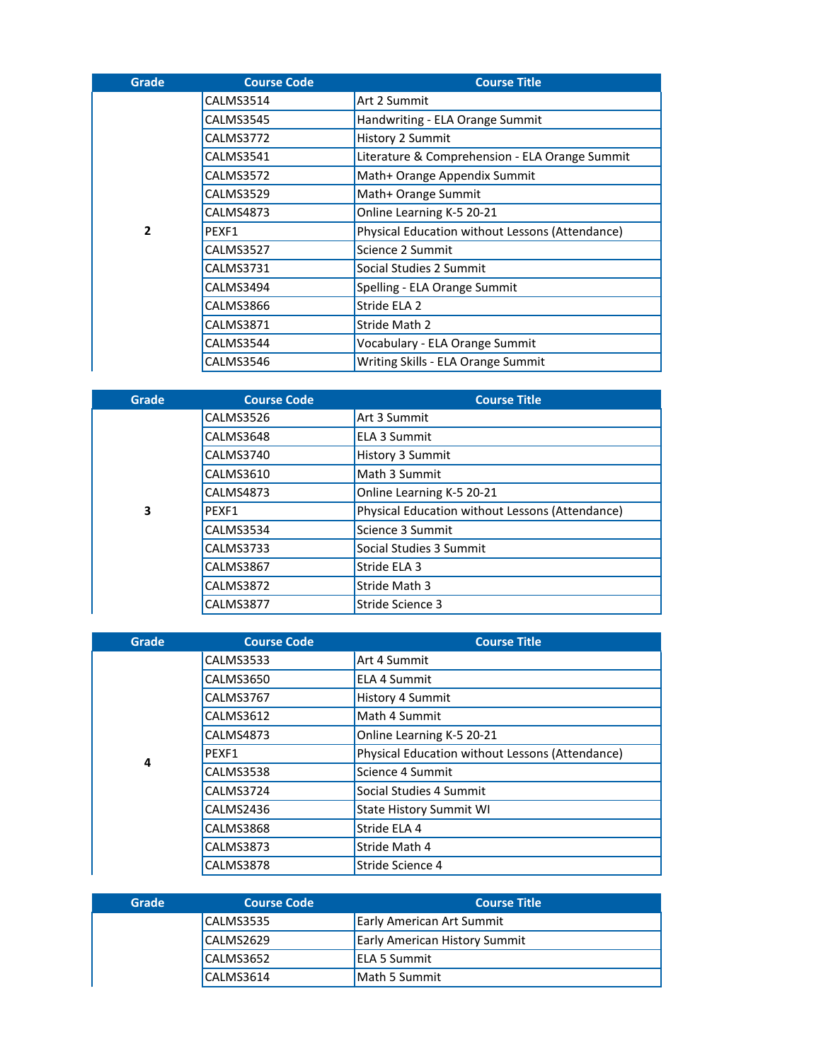| Grade | Course Code | Course Title |
| --- | --- | --- |
| 2 | CALMS3514 | Art 2 Summit |
| | CALMS3545 | Handwriting - ELA Orange Summit |
| | CALMS3772 | History 2 Summit |
| | CALMS3541 | Literature & Comprehension - ELA Orange Summit |
| | CALMS3572 | Math+ Orange Appendix Summit |
| | CALMS3529 | Math+ Orange Summit |
| | CALMS4873 | Online Learning K-5 20-21 |
| | PEXF1 | Physical Education without Lessons (Attendance) |
| | CALMS3527 | Science 2 Summit |
| | CALMS3731 | Social Studies 2 Summit |
| | CALMS3494 | Spelling - ELA Orange Summit |
| | CALMS3866 | Stride ELA 2 |
| | CALMS3871 | Stride Math 2 |
| | CALMS3544 | Vocabulary - ELA Orange Summit |
| | CALMS3546 | Writing Skills - ELA Orange Summit |

| Grade | Course Code | Course Title |
| --- | --- | --- |
| 3 | CALMS3526 | Art 3 Summit |
| | CALMS3648 | ELA 3 Summit |
| | CALMS3740 | History 3 Summit |
| | CALMS3610 | Math 3 Summit |
| | CALMS4873 | Online Learning K-5 20-21 |
| | PEXF1 | Physical Education without Lessons (Attendance) |
| | CALMS3534 | Science 3 Summit |
| | CALMS3733 | Social Studies 3 Summit |
| | CALMS3867 | Stride ELA 3 |
| | CALMS3872 | Stride Math 3 |
| | CALMS3877 | Stride Science 3 |

| Grade | Course Code | Course Title |
| --- | --- | --- |
| 4 | CALMS3533 | Art 4 Summit |
| | CALMS3650 | ELA 4 Summit |
| | CALMS3767 | History 4 Summit |
| | CALMS3612 | Math 4 Summit |
| | CALMS4873 | Online Learning K-5 20-21 |
| | PEXF1 | Physical Education without Lessons (Attendance) |
| | CALMS3538 | Science 4 Summit |
| | CALMS3724 | Social Studies 4 Summit |
| | CALMS2436 | State History Summit WI |
| | CALMS3868 | Stride ELA 4 |
| | CALMS3873 | Stride Math 4 |
| | CALMS3878 | Stride Science 4 |

| Grade | Course Code | Course Title |
| --- | --- | --- |
| | CALMS3535 | Early American Art Summit |
| | CALMS2629 | Early American History Summit |
| | CALMS3652 | ELA 5 Summit |
| | CALMS3614 | Math 5 Summit |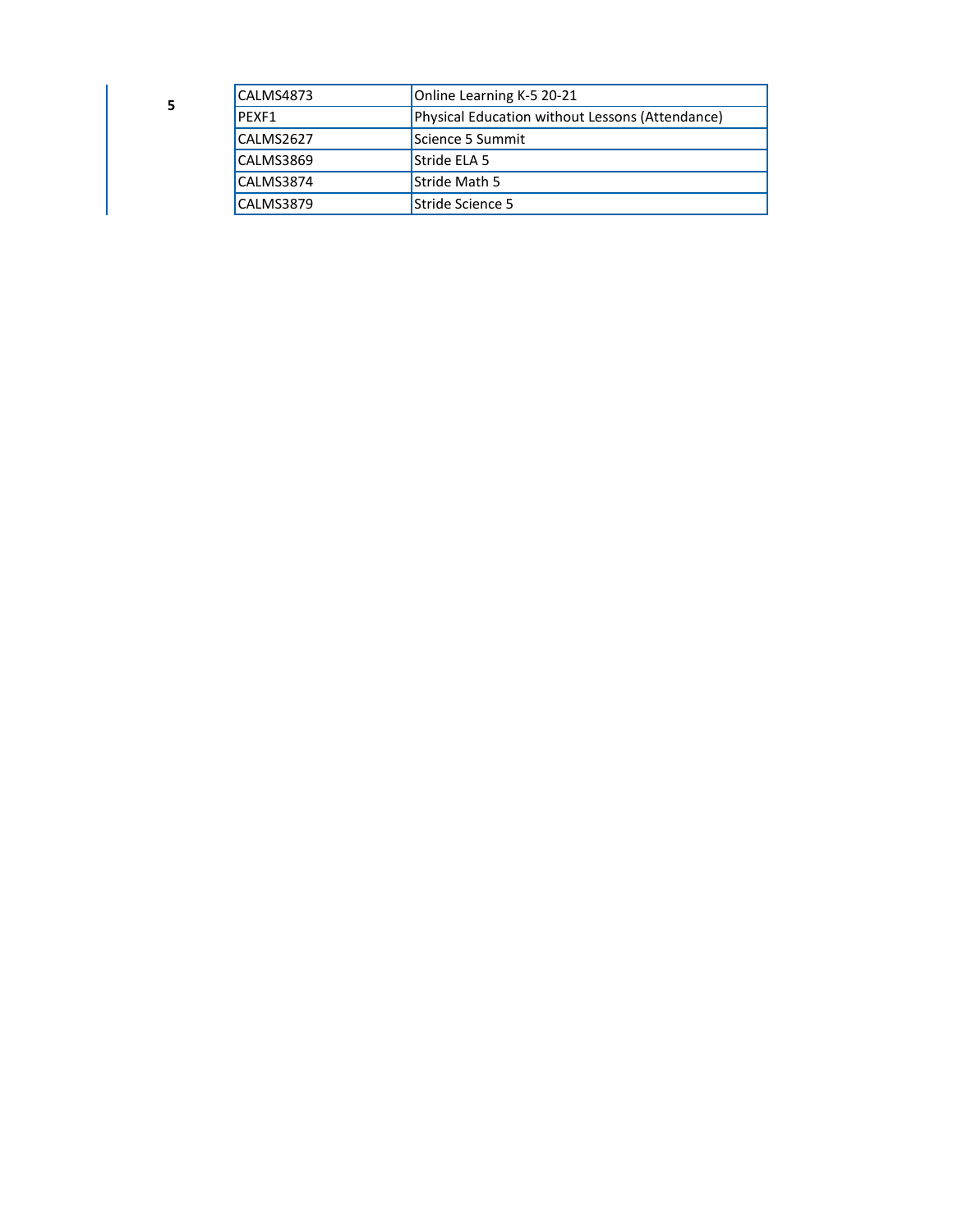| | | |
|---|---|---|
| **5** | CALMS4873 | Online Learning K-5 20-21 |
| | PEXF1 | Physical Education without Lessons (Attendance) |
| | CALMS2627 | Science 5 Summit |
| | CALMS3869 | Stride ELA 5 |
| | CALMS3874 | Stride Math 5 |
| | CALMS3879 | Stride Science 5 |